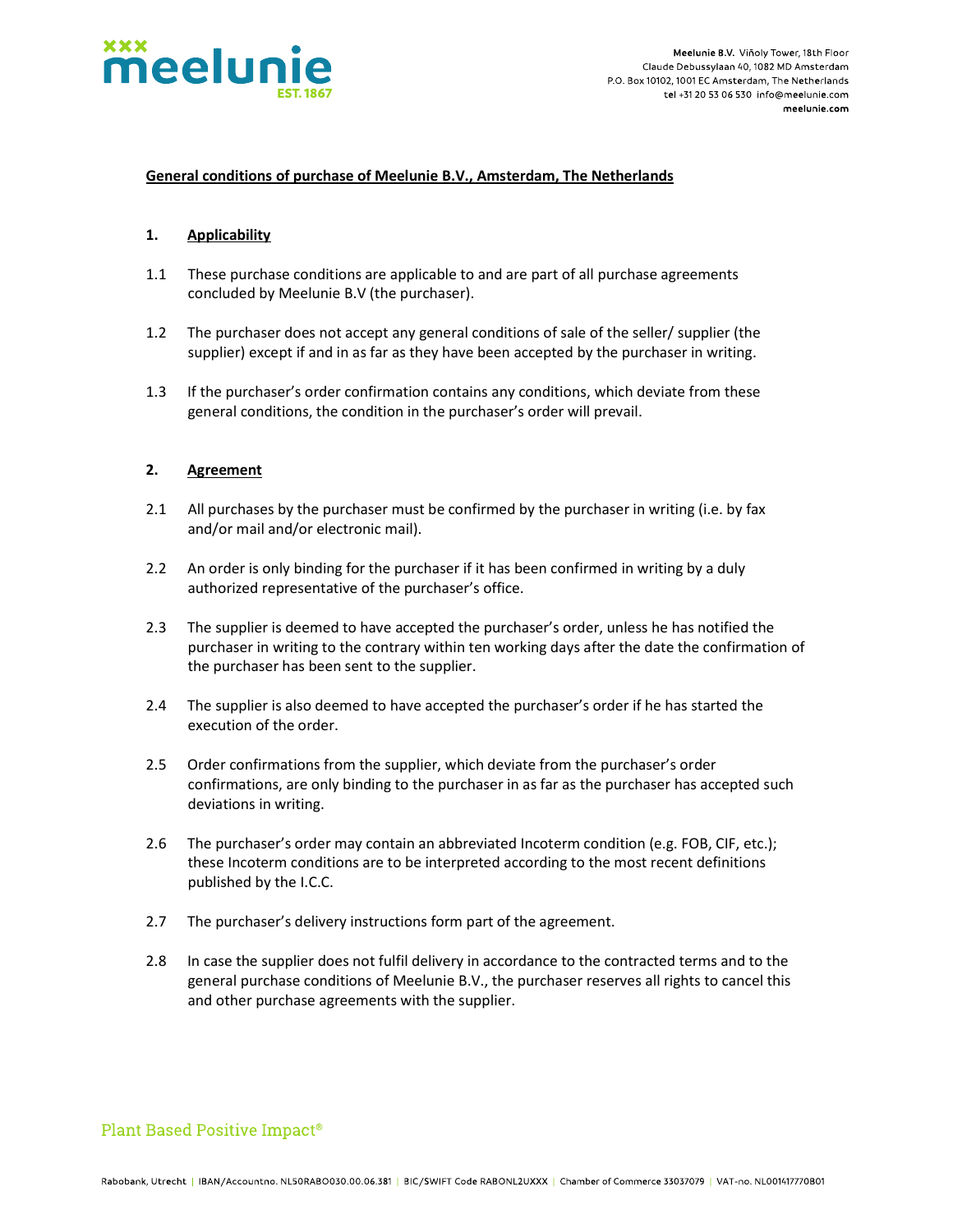**General conditions of purchase of Meelunie B.V., Amsterdam, The Netherlands**

## 1. Applicability

1.1 These purchase conditions are applicable to and are part of all purchase agreements concluded by Meelunie B.V (the purchaser).

1.2 The purchaser does not accept any general conditions of sale of the seller/ supplier (the supplier) except if and in as far as they have been accepted by the purchaser in writing.

1.3 If the purchaser's order confirmation contains any conditions, which deviate from these general conditions, the condition in the purchaser's order will prevail.

## 2. Agreement

2.1 All purchases by the purchaser must be confirmed by the purchaser in writing (i.e. by fax and/or mail and/or electronic mail).

2.2 An order is only binding for the purchaser if it has been confirmed in writing by a duly authorized representative of the purchaser's office.

2.3 The supplier is deemed to have accepted the purchaser's order, unless he has notified the purchaser in writing to the contrary within ten working days after the date the confirmation of the purchaser has been sent to the supplier.

2.4 The supplier is also deemed to have accepted the purchaser's order if he has started the execution of the order.

2.5 Order confirmations from the supplier, which deviate from the purchaser's order confirmations, are only binding to the purchaser in as far as the purchaser has accepted such deviations in writing.

2.6 The purchaser's order may contain an abbreviated Incoterm condition (e.g. FOB, CIF, etc.); these Incoterm conditions are to be interpreted according to the most recent definitions published by the I.C.C.

2.7 The purchaser's delivery instructions form part of the agreement.

2.8 In case the supplier does not fulfil delivery in accordance to the contracted terms and to the general purchase conditions of Meelunie B.V., the purchaser reserves all rights to cancel this and other purchase agreements with the supplier.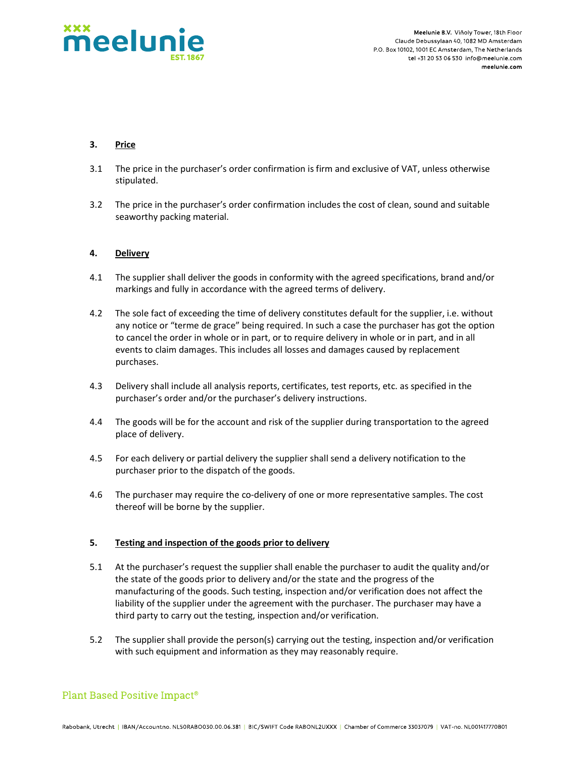## 3. Price

3.1 The price in the purchaser's order confirmation is firm and exclusive of VAT, unless otherwise stipulated.

3.2 The price in the purchaser's order confirmation includes the cost of clean, sound and suitable seaworthy packing material.

## 4. Delivery

4.1 The supplier shall deliver the goods in conformity with the agreed specifications, brand and/or markings and fully in accordance with the agreed terms of delivery.

4.2 The sole fact of exceeding the time of delivery constitutes default for the supplier, i.e. without any notice or "terme de grace" being required. In such a case the purchaser has got the option to cancel the order in whole or in part, or to require delivery in whole or in part, and in all events to claim damages. This includes all losses and damages caused by replacement purchases.

4.3 Delivery shall include all analysis reports, certificates, test reports, etc. as specified in the purchaser's order and/or the purchaser's delivery instructions.

4.4 The goods will be for the account and risk of the supplier during transportation to the agreed place of delivery.

4.5 For each delivery or partial delivery the supplier shall send a delivery notification to the purchaser prior to the dispatch of the goods.

4.6 The purchaser may require the co-delivery of one or more representative samples. The cost thereof will be borne by the supplier.

## 5. Testing and inspection of the goods prior to delivery

5.1 At the purchaser's request the supplier shall enable the purchaser to audit the quality and/or the state of the goods prior to delivery and/or the state and the progress of the manufacturing of the goods. Such testing, inspection and/or verification does not affect the liability of the supplier under the agreement with the purchaser. The purchaser may have a third party to carry out the testing, inspection and/or verification.

5.2 The supplier shall provide the person(s) carrying out the testing, inspection and/or verification with such equipment and information as they may reasonably require.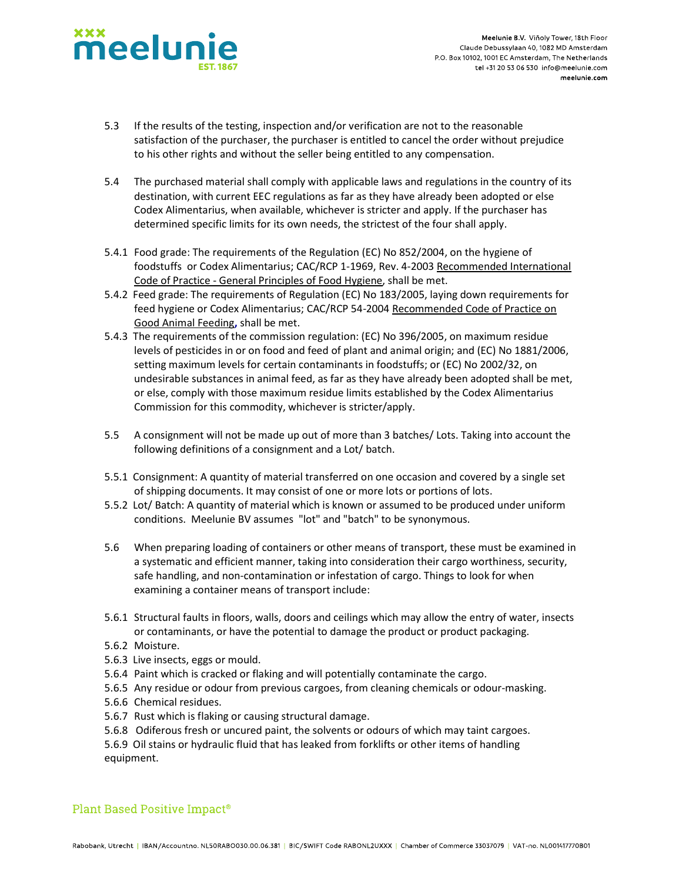5.3 If the results of the testing, inspection and/or verification are not to the reasonable satisfaction of the purchaser, the purchaser is entitled to cancel the order without prejudice to his other rights and without the seller being entitled to any compensation.

5.4 The purchased material shall comply with applicable laws and regulations in the country of its destination, with current EEC regulations as far as they have already been adopted or else Codex Alimentarius, when available, whichever is stricter and apply. If the purchaser has determined specific limits for its own needs, the strictest of the four shall apply.

5.4.1 Food grade: The requirements of the Regulation (EC) No 852/2004, on the hygiene of foodstuffs or Codex Alimentarius; CAC/RCP 1-1969, Rev. 4-2003 Recommended International Code of Practice - General Principles of Food Hygiene, shall be met.

5.4.2 Feed grade: The requirements of Regulation (EC) No 183/2005, laying down requirements for feed hygiene or Codex Alimentarius; CAC/RCP 54-2004 Recommended Code of Practice on Good Animal Feeding, shall be met.

5.4.3 The requirements of the commission regulation: (EC) No 396/2005, on maximum residue levels of pesticides in or on food and feed of plant and animal origin; and (EC) No 1881/2006, setting maximum levels for certain contaminants in foodstuffs; or (EC) No 2002/32, on undesirable substances in animal feed, as far as they have already been adopted shall be met, or else, comply with those maximum residue limits established by the Codex Alimentarius Commission for this commodity, whichever is stricter/apply.

5.5 A consignment will not be made up out of more than 3 batches/ Lots. Taking into account the following definitions of a consignment and a Lot/ batch.

5.5.1 Consignment: A quantity of material transferred on one occasion and covered by a single set of shipping documents. It may consist of one or more lots or portions of lots.

5.5.2 Lot/ Batch: A quantity of material which is known or assumed to be produced under uniform conditions. Meelunie BV assumes "lot" and "batch" to be synonymous.

5.6 When preparing loading of containers or other means of transport, these must be examined in a systematic and efficient manner, taking into consideration their cargo worthiness, security, safe handling, and non-contamination or infestation of cargo. Things to look for when examining a container means of transport include:

5.6.1 Structural faults in floors, walls, doors and ceilings which may allow the entry of water, insects or contaminants, or have the potential to damage the product or product packaging.

5.6.2 Moisture.

5.6.3 Live insects, eggs or mould.

5.6.4 Paint which is cracked or flaking and will potentially contaminate the cargo.

5.6.5 Any residue or odour from previous cargoes, from cleaning chemicals or odour-masking.

5.6.6 Chemical residues.

5.6.7 Rust which is flaking or causing structural damage.

5.6.8 Odiferous fresh or uncured paint, the solvents or odours of which may taint cargoes.

5.6.9 Oil stains or hydraulic fluid that has leaked from forklifts or other items of handling equipment.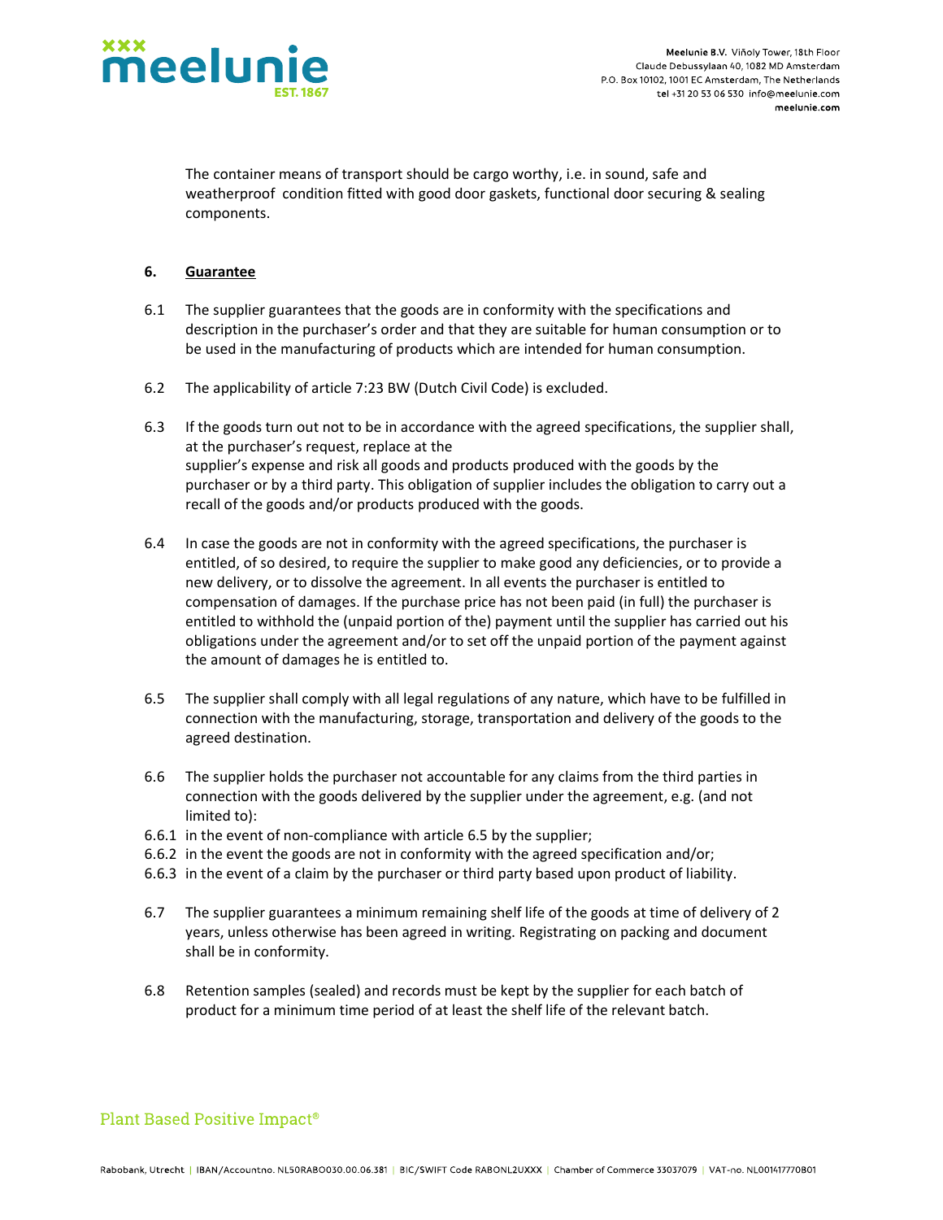The container means of transport should be cargo worthy, i.e. in sound, safe and weatherproof condition fitted with good door gaskets, functional door securing & sealing components.

## 6. Guarantee

6.1 The supplier guarantees that the goods are in conformity with the specifications and description in the purchaser's order and that they are suitable for human consumption or to be used in the manufacturing of products which are intended for human consumption.

6.2 The applicability of article 7:23 BW (Dutch Civil Code) is excluded.

6.3 If the goods turn out not to be in accordance with the agreed specifications, the supplier shall, at the purchaser's request, replace at the supplier's expense and risk all goods and products produced with the goods by the purchaser or by a third party. This obligation of supplier includes the obligation to carry out a recall of the goods and/or products produced with the goods.

6.4 In case the goods are not in conformity with the agreed specifications, the purchaser is entitled, of so desired, to require the supplier to make good any deficiencies, or to provide a new delivery, or to dissolve the agreement. In all events the purchaser is entitled to compensation of damages. If the purchase price has not been paid (in full) the purchaser is entitled to withhold the (unpaid portion of the) payment until the supplier has carried out his obligations under the agreement and/or to set off the unpaid portion of the payment against the amount of damages he is entitled to.

6.5 The supplier shall comply with all legal regulations of any nature, which have to be fulfilled in connection with the manufacturing, storage, transportation and delivery of the goods to the agreed destination.

6.6 The supplier holds the purchaser not accountable for any claims from the third parties in connection with the goods delivered by the supplier under the agreement, e.g. (and not limited to):

6.6.1 in the event of non-compliance with article 6.5 by the supplier;

6.6.2 in the event the goods are not in conformity with the agreed specification and/or;

6.6.3 in the event of a claim by the purchaser or third party based upon product of liability.

6.7 The supplier guarantees a minimum remaining shelf life of the goods at time of delivery of 2 years, unless otherwise has been agreed in writing. Registrating on packing and document shall be in conformity.

6.8 Retention samples (sealed) and records must be kept by the supplier for each batch of product for a minimum time period of at least the shelf life of the relevant batch.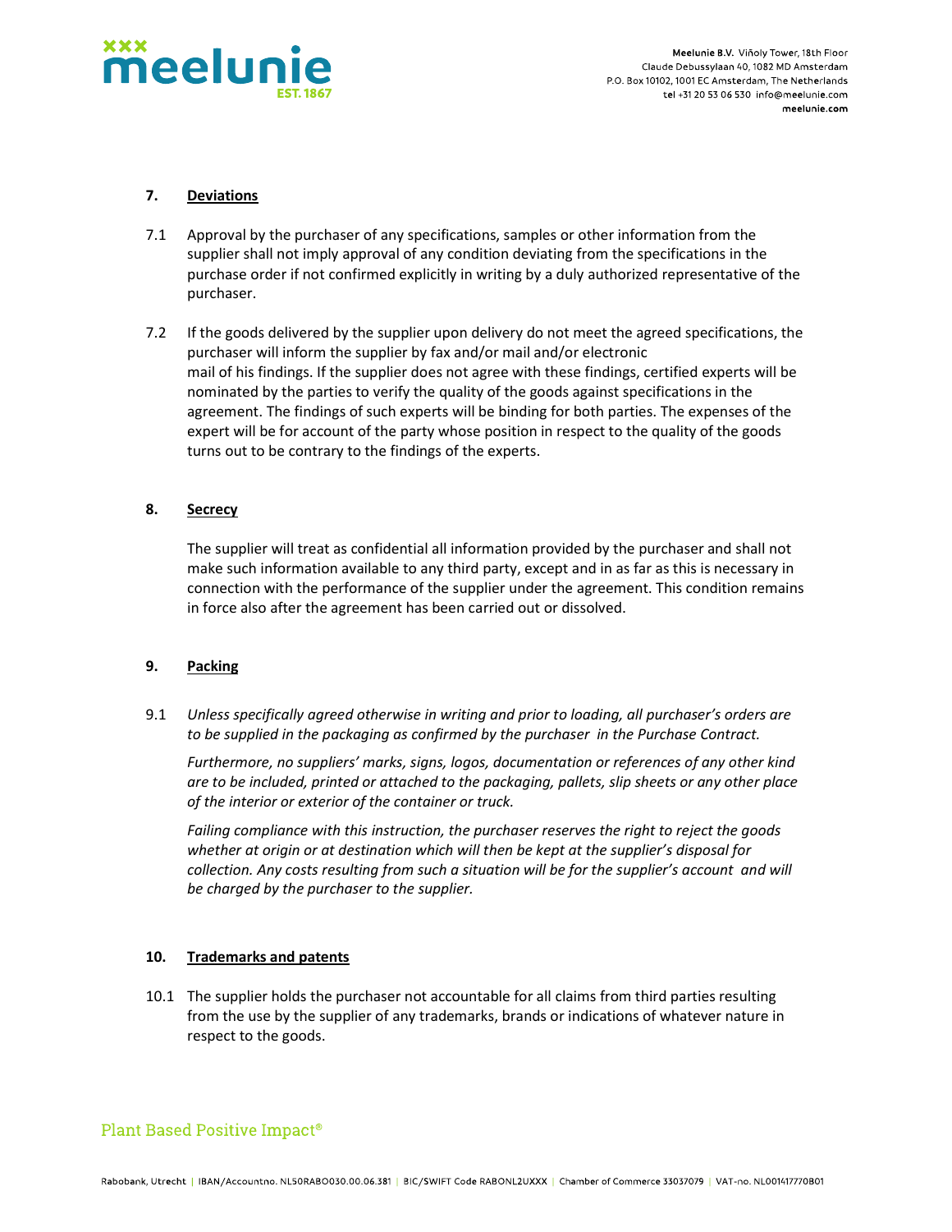## 7. Deviations

7.1 Approval by the purchaser of any specifications, samples or other information from the supplier shall not imply approval of any condition deviating from the specifications in the purchase order if not confirmed explicitly in writing by a duly authorized representative of the purchaser.

7.2 If the goods delivered by the supplier upon delivery do not meet the agreed specifications, the purchaser will inform the supplier by fax and/or mail and/or electronic mail of his findings. If the supplier does not agree with these findings, certified experts will be nominated by the parties to verify the quality of the goods against specifications in the agreement. The findings of such experts will be binding for both parties. The expenses of the expert will be for account of the party whose position in respect to the quality of the goods turns out to be contrary to the findings of the experts.

## 8. Secrecy

The supplier will treat as confidential all information provided by the purchaser and shall not make such information available to any third party, except and in as far as this is necessary in connection with the performance of the supplier under the agreement. This condition remains in force also after the agreement has been carried out or dissolved.

## 9. Packing

9.1 *Unless specifically agreed otherwise in writing and prior to loading, all purchaser's orders are to be supplied in the packaging as confirmed by the purchaser in the Purchase Contract.*

*Furthermore, no suppliers' marks, signs, logos, documentation or references of any other kind are to be included, printed or attached to the packaging, pallets, slip sheets or any other place of the interior or exterior of the container or truck.*

*Failing compliance with this instruction, the purchaser reserves the right to reject the goods whether at origin or at destination which will then be kept at the supplier's disposal for collection. Any costs resulting from such a situation will be for the supplier's account and will be charged by the purchaser to the supplier.*

## 10. Trademarks and patents

10.1 The supplier holds the purchaser not accountable for all claims from third parties resulting from the use by the supplier of any trademarks, brands or indications of whatever nature in respect to the goods.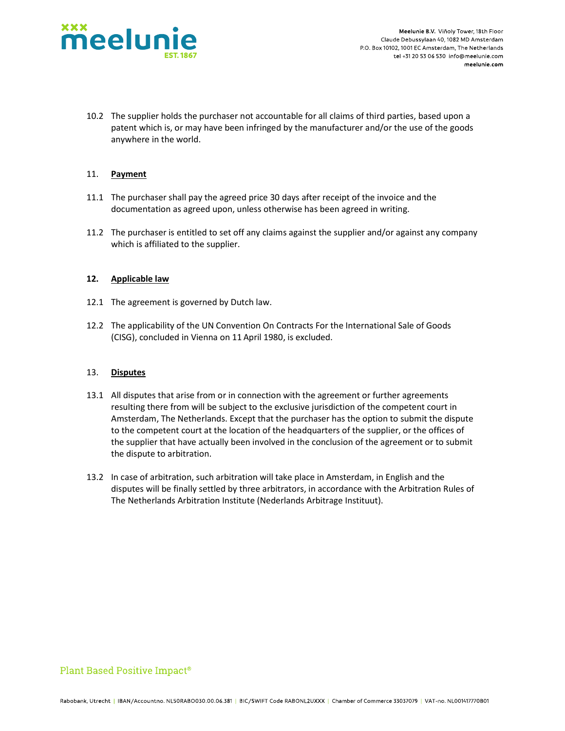10.2 The supplier holds the purchaser not accountable for all claims of third parties, based upon a patent which is, or may have been infringed by the manufacturer and/or the use of the goods anywhere in the world.

## 11. Payment

11.1 The purchaser shall pay the agreed price 30 days after receipt of the invoice and the documentation as agreed upon, unless otherwise has been agreed in writing.

11.2 The purchaser is entitled to set off any claims against the supplier and/or against any company which is affiliated to the supplier.

## 12. Applicable law

12.1 The agreement is governed by Dutch law.

12.2 The applicability of the UN Convention On Contracts For the International Sale of Goods (CISG), concluded in Vienna on 11 April 1980, is excluded.

## 13. Disputes

13.1 All disputes that arise from or in connection with the agreement or further agreements resulting there from will be subject to the exclusive jurisdiction of the competent court in Amsterdam, The Netherlands. Except that the purchaser has the option to submit the dispute to the competent court at the location of the headquarters of the supplier, or the offices of the supplier that have actually been involved in the conclusion of the agreement or to submit the dispute to arbitration.

13.2 In case of arbitration, such arbitration will take place in Amsterdam, in English and the disputes will be finally settled by three arbitrators, in accordance with the Arbitration Rules of The Netherlands Arbitration Institute (Nederlands Arbitrage Instituut).